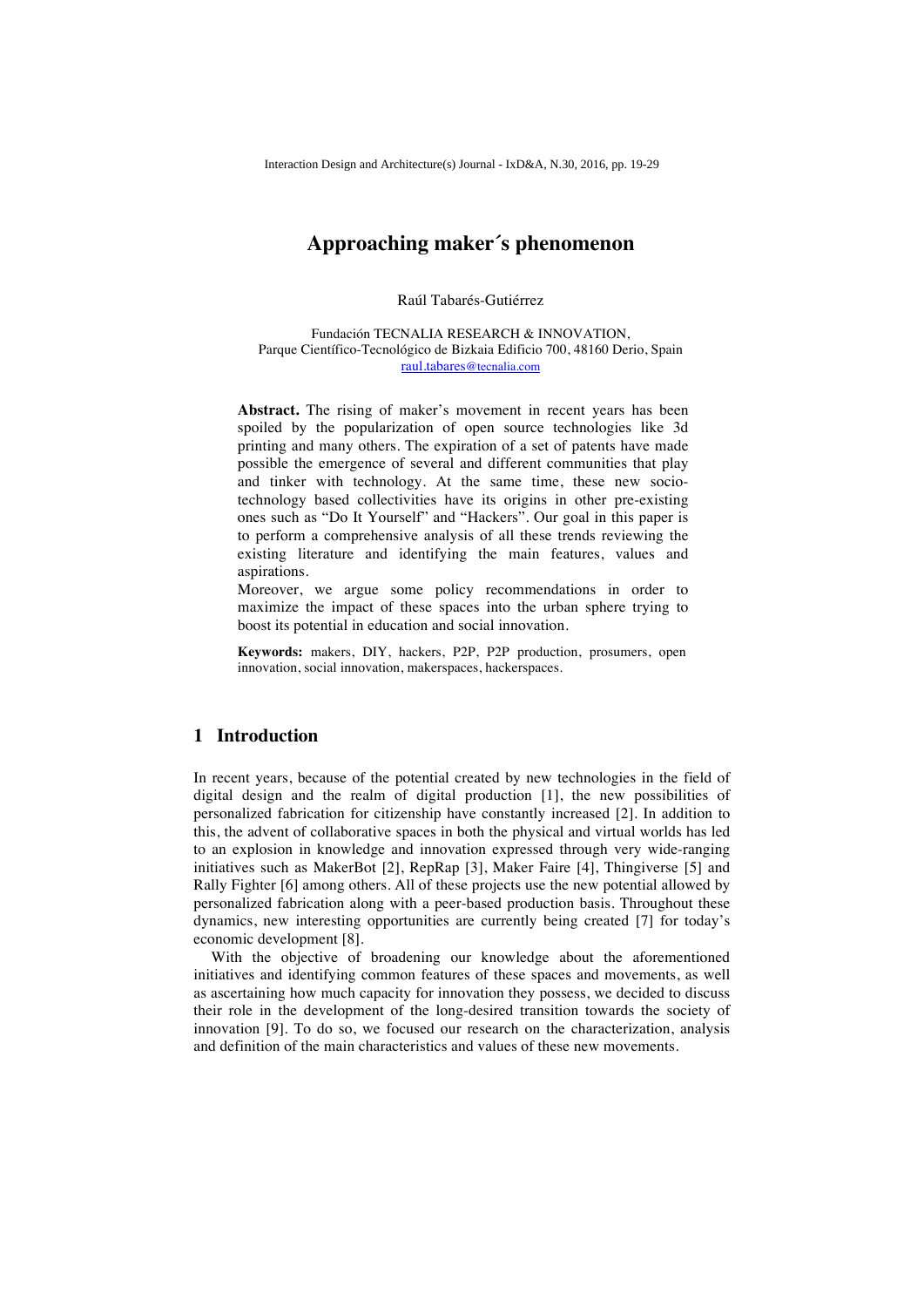# Approaching maker´s phenomenon

Raúl Tabarés-Gutiérrez

Fundación TECNALIA RESEARCH & INNOVATION,
Parque Científico-Tecnológico de Bizkaia Edificio 700, 48160 Derio, Spain
raul.tabares@tecnalia.com

**Abstract.** The rising of maker's movement in recent years has been spoiled by the popularization of open source technologies like 3d printing and many others. The expiration of a set of patents have made possible the emergence of several and different communities that play and tinker with technology. At the same time, these new socio-technology based collectivities have its origins in other pre-existing ones such as "Do It Yourself" and "Hackers". Our goal in this paper is to perform a comprehensive analysis of all these trends reviewing the existing literature and identifying the main features, values and aspirations.

Moreover, we argue some policy recommendations in order to maximize the impact of these spaces into the urban sphere trying to boost its potential in education and social innovation.

**Keywords:** makers, DIY, hackers, P2P, P2P production, prosumers, open innovation, social innovation, makerspaces, hackerspaces.

## 1 Introduction

In recent years, because of the potential created by new technologies in the field of digital design and the realm of digital production [1], the new possibilities of personalized fabrication for citizenship have constantly increased [2]. In addition to this, the advent of collaborative spaces in both the physical and virtual worlds has led to an explosion in knowledge and innovation expressed through very wide-ranging initiatives such as MakerBot [2], RepRap [3], Maker Faire [4], Thingiverse [5] and Rally Fighter [6] among others. All of these projects use the new potential allowed by personalized fabrication along with a peer-based production basis. Throughout these dynamics, new interesting opportunities are currently being created [7] for today's economic development [8].

With the objective of broadening our knowledge about the aforementioned initiatives and identifying common features of these spaces and movements, as well as ascertaining how much capacity for innovation they possess, we decided to discuss their role in the development of the long-desired transition towards the society of innovation [9]. To do so, we focused our research on the characterization, analysis and definition of the main characteristics and values of these new movements.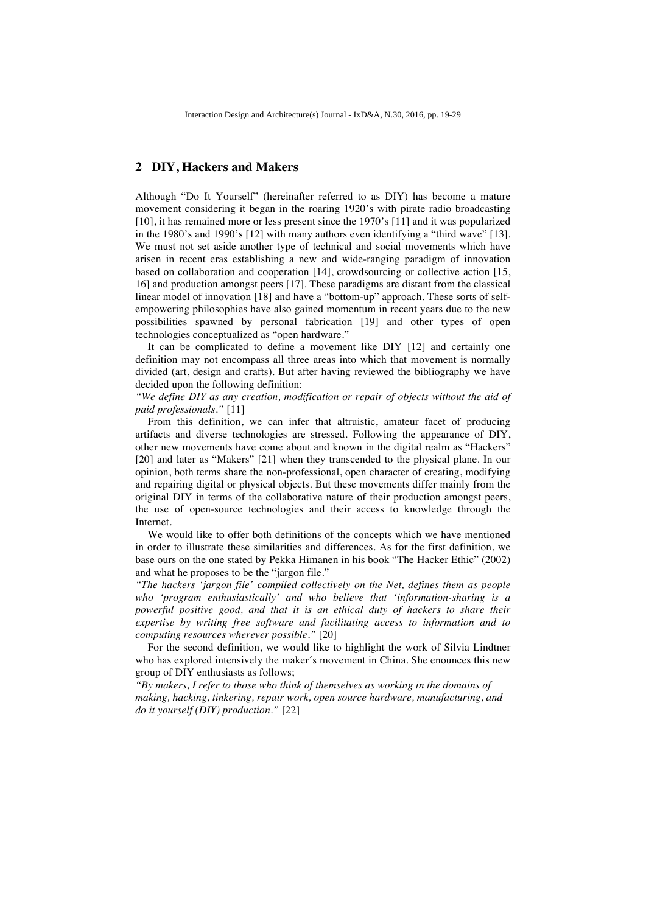## 2 DIY, Hackers and Makers

Although "Do It Yourself" (hereinafter referred to as DIY) has become a mature movement considering it began in the roaring 1920's with pirate radio broadcasting [10], it has remained more or less present since the 1970's [11] and it was popularized in the 1980's and 1990's [12] with many authors even identifying a "third wave" [13]. We must not set aside another type of technical and social movements which have arisen in recent eras establishing a new and wide-ranging paradigm of innovation based on collaboration and cooperation [14], crowdsourcing or collective action [15, 16] and production amongst peers [17]. These paradigms are distant from the classical linear model of innovation [18] and have a "bottom-up" approach. These sorts of self-empowering philosophies have also gained momentum in recent years due to the new possibilities spawned by personal fabrication [19] and other types of open technologies conceptualized as "open hardware."

It can be complicated to define a movement like DIY [12] and certainly one definition may not encompass all three areas into which that movement is normally divided (art, design and crafts). But after having reviewed the bibliography we have decided upon the following definition:

*"We define DIY as any creation, modification or repair of objects without the aid of paid professionals."* [11]

From this definition, we can infer that altruistic, amateur facet of producing artifacts and diverse technologies are stressed. Following the appearance of DIY, other new movements have come about and known in the digital realm as "Hackers" [20] and later as "Makers" [21] when they transcended to the physical plane. In our opinion, both terms share the non-professional, open character of creating, modifying and repairing digital or physical objects. But these movements differ mainly from the original DIY in terms of the collaborative nature of their production amongst peers, the use of open-source technologies and their access to knowledge through the Internet.

We would like to offer both definitions of the concepts which we have mentioned in order to illustrate these similarities and differences. As for the first definition, we base ours on the one stated by Pekka Himanen in his book "The Hacker Ethic" (2002) and what he proposes to be the "jargon file."

*"The hackers 'jargon file' compiled collectively on the Net, defines them as people who 'program enthusiastically' and who believe that 'information-sharing is a powerful positive good, and that it is an ethical duty of hackers to share their expertise by writing free software and facilitating access to information and to computing resources wherever possible."* [20]

For the second definition, we would like to highlight the work of Silvia Lindtner who has explored intensively the maker´s movement in China. She enounces this new group of DIY enthusiasts as follows;

*"By makers, I refer to those who think of themselves as working in the domains of making, hacking, tinkering, repair work, open source hardware, manufacturing, and do it yourself (DIY) production."* [22]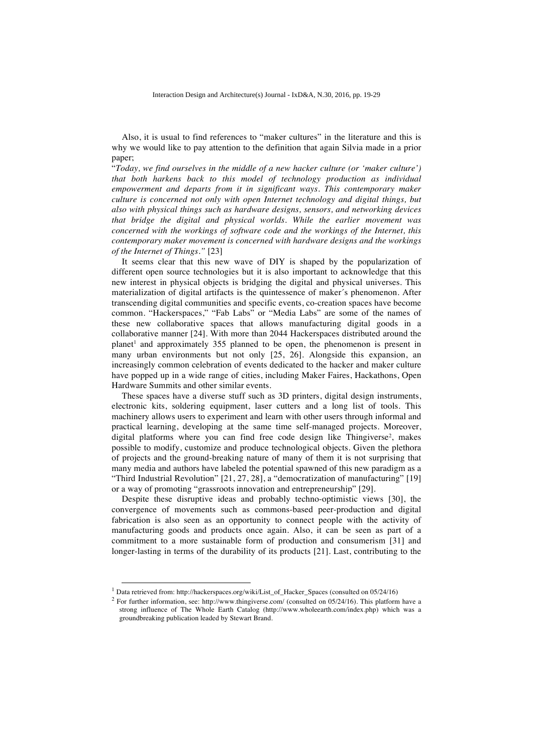Also, it is usual to find references to "maker cultures" in the literature and this is why we would like to pay attention to the definition that again Silvia made in a prior paper;

"*Today, we find ourselves in the middle of a new hacker culture (or 'maker culture') that both harkens back to this model of technology production as individual empowerment and departs from it in significant ways. This contemporary maker culture is concerned not only with open Internet technology and digital things, but also with physical things such as hardware designs, sensors, and networking devices that bridge the digital and physical worlds. While the earlier movement was concerned with the workings of software code and the workings of the Internet, this contemporary maker movement is concerned with hardware designs and the workings of the Internet of Things.*" [23]

It seems clear that this new wave of DIY is shaped by the popularization of different open source technologies but it is also important to acknowledge that this new interest in physical objects is bridging the digital and physical universes. This materialization of digital artifacts is the quintessence of maker´s phenomenon. After transcending digital communities and specific events, co-creation spaces have become common. "Hackerspaces," "Fab Labs" or "Media Labs" are some of the names of these new collaborative spaces that allows manufacturing digital goods in a collaborative manner [24]. With more than 2044 Hackerspaces distributed around the planet[1] and approximately 355 planned to be open, the phenomenon is present in many urban environments but not only [25, 26]. Alongside this expansion, an increasingly common celebration of events dedicated to the hacker and maker culture have popped up in a wide range of cities, including Maker Faires, Hackathons, Open Hardware Summits and other similar events.

These spaces have a diverse stuff such as 3D printers, digital design instruments, electronic kits, soldering equipment, laser cutters and a long list of tools. This machinery allows users to experiment and learn with other users through informal and practical learning, developing at the same time self-managed projects. Moreover, digital platforms where you can find free code design like Thingiverse[2], makes possible to modify, customize and produce technological objects. Given the plethora of projects and the ground-breaking nature of many of them it is not surprising that many media and authors have labeled the potential spawned of this new paradigm as a "Third Industrial Revolution" [21, 27, 28], a "democratization of manufacturing" [19] or a way of promoting "grassroots innovation and entrepreneurship" [29].

Despite these disruptive ideas and probably techno-optimistic views [30], the convergence of movements such as commons-based peer-production and digital fabrication is also seen as an opportunity to connect people with the activity of manufacturing goods and products once again. Also, it can be seen as part of a commitment to a more sustainable form of production and consumerism [31] and longer-lasting in terms of the durability of its products [21]. Last, contributing to the

---

[1] Data retrieved from: http://hackerspaces.org/wiki/List_of_Hacker_Spaces (consulted on 05/24/16)

[2] For further information, see: http://www.thingiverse.com/ (consulted on 05/24/16). This platform have a strong influence of The Whole Earth Catalog (http://www.wholeearth.com/index.php) which was a groundbreaking publication leaded by Stewart Brand.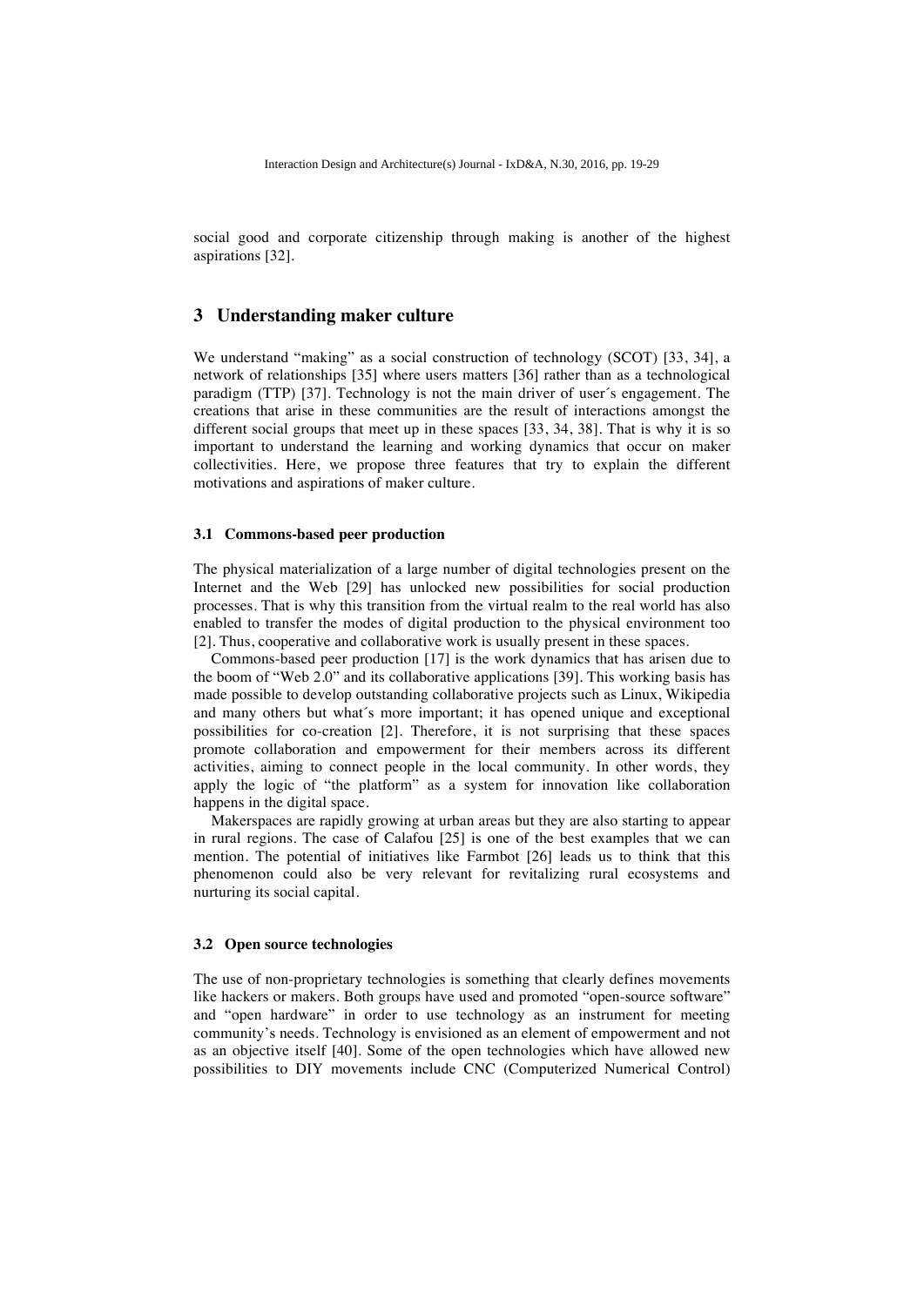social good and corporate citizenship through making is another of the highest aspirations [32].

## 3 Understanding maker culture

We understand "making" as a social construction of technology (SCOT) [33, 34], a network of relationships [35] where users matters [36] rather than as a technological paradigm (TTP) [37]. Technology is not the main driver of user´s engagement. The creations that arise in these communities are the result of interactions amongst the different social groups that meet up in these spaces [33, 34, 38]. That is why it is so important to understand the learning and working dynamics that occur on maker collectivities. Here, we propose three features that try to explain the different motivations and aspirations of maker culture.

### 3.1 Commons-based peer production

The physical materialization of a large number of digital technologies present on the Internet and the Web [29] has unlocked new possibilities for social production processes. That is why this transition from the virtual realm to the real world has also enabled to transfer the modes of digital production to the physical environment too [2]. Thus, cooperative and collaborative work is usually present in these spaces.

Commons-based peer production [17] is the work dynamics that has arisen due to the boom of "Web 2.0" and its collaborative applications [39]. This working basis has made possible to develop outstanding collaborative projects such as Linux, Wikipedia and many others but what´s more important; it has opened unique and exceptional possibilities for co-creation [2]. Therefore, it is not surprising that these spaces promote collaboration and empowerment for their members across its different activities, aiming to connect people in the local community. In other words, they apply the logic of "the platform" as a system for innovation like collaboration happens in the digital space.

Makerspaces are rapidly growing at urban areas but they are also starting to appear in rural regions. The case of Calafou [25] is one of the best examples that we can mention. The potential of initiatives like Farmbot [26] leads us to think that this phenomenon could also be very relevant for revitalizing rural ecosystems and nurturing its social capital.

### 3.2 Open source technologies

The use of non-proprietary technologies is something that clearly defines movements like hackers or makers. Both groups have used and promoted "open-source software" and "open hardware" in order to use technology as an instrument for meeting community's needs. Technology is envisioned as an element of empowerment and not as an objective itself [40]. Some of the open technologies which have allowed new possibilities to DIY movements include CNC (Computerized Numerical Control)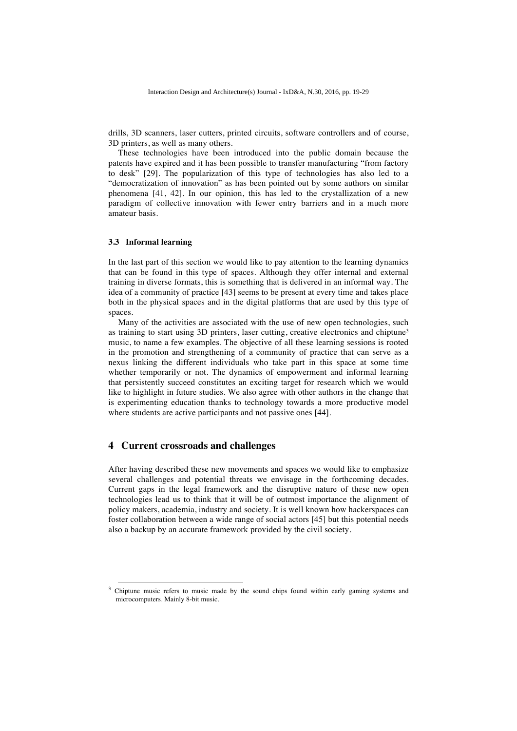drills, 3D scanners, laser cutters, printed circuits, software controllers and of course, 3D printers, as well as many others.

These technologies have been introduced into the public domain because the patents have expired and it has been possible to transfer manufacturing "from factory to desk" [29]. The popularization of this type of technologies has also led to a "democratization of innovation" as has been pointed out by some authors on similar phenomena [41, 42]. In our opinion, this has led to the crystallization of a new paradigm of collective innovation with fewer entry barriers and in a much more amateur basis.

### 3.3 Informal learning

In the last part of this section we would like to pay attention to the learning dynamics that can be found in this type of spaces. Although they offer internal and external training in diverse formats, this is something that is delivered in an informal way. The idea of a community of practice [43] seems to be present at every time and takes place both in the physical spaces and in the digital platforms that are used by this type of spaces.

Many of the activities are associated with the use of new open technologies, such as training to start using 3D printers, laser cutting, creative electronics and chiptune[3] music, to name a few examples. The objective of all these learning sessions is rooted in the promotion and strengthening of a community of practice that can serve as a nexus linking the different individuals who take part in this space at some time whether temporarily or not. The dynamics of empowerment and informal learning that persistently succeed constitutes an exciting target for research which we would like to highlight in future studies. We also agree with other authors in the change that is experimenting education thanks to technology towards a more productive model where students are active participants and not passive ones [44].

## 4 Current crossroads and challenges

After having described these new movements and spaces we would like to emphasize several challenges and potential threats we envisage in the forthcoming decades. Current gaps in the legal framework and the disruptive nature of these new open technologies lead us to think that it will be of outmost importance the alignment of policy makers, academia, industry and society. It is well known how hackerspaces can foster collaboration between a wide range of social actors [45] but this potential needs also a backup by an accurate framework provided by the civil society.

---

[3] Chiptune music refers to music made by the sound chips found within early gaming systems and microcomputers. Mainly 8-bit music.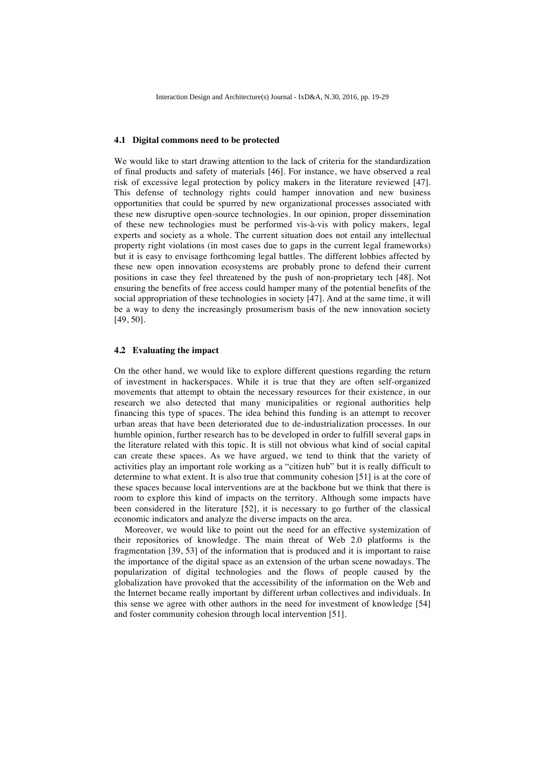### 4.1 Digital commons need to be protected

We would like to start drawing attention to the lack of criteria for the standardization of final products and safety of materials [46]. For instance, we have observed a real risk of excessive legal protection by policy makers in the literature reviewed [47]. This defense of technology rights could hamper innovation and new business opportunities that could be spurred by new organizational processes associated with these new disruptive open-source technologies. In our opinion, proper dissemination of these new technologies must be performed vis-à-vis with policy makers, legal experts and society as a whole. The current situation does not entail any intellectual property right violations (in most cases due to gaps in the current legal frameworks) but it is easy to envisage forthcoming legal battles. The different lobbies affected by these new open innovation ecosystems are probably prone to defend their current positions in case they feel threatened by the push of non-proprietary tech [48]. Not ensuring the benefits of free access could hamper many of the potential benefits of the social appropriation of these technologies in society [47]. And at the same time, it will be a way to deny the increasingly prosumerism basis of the new innovation society [49, 50].

### 4.2 Evaluating the impact

On the other hand, we would like to explore different questions regarding the return of investment in hackerspaces. While it is true that they are often self-organized movements that attempt to obtain the necessary resources for their existence, in our research we also detected that many municipalities or regional authorities help financing this type of spaces. The idea behind this funding is an attempt to recover urban areas that have been deteriorated due to de-industrialization processes. In our humble opinion, further research has to be developed in order to fulfill several gaps in the literature related with this topic. It is still not obvious what kind of social capital can create these spaces. As we have argued, we tend to think that the variety of activities play an important role working as a "citizen hub" but it is really difficult to determine to what extent. It is also true that community cohesion [51] is at the core of these spaces because local interventions are at the backbone but we think that there is room to explore this kind of impacts on the territory. Although some impacts have been considered in the literature [52], it is necessary to go further of the classical economic indicators and analyze the diverse impacts on the area.

Moreover, we would like to point out the need for an effective systemization of their repositories of knowledge. The main threat of Web 2.0 platforms is the fragmentation [39, 53] of the information that is produced and it is important to raise the importance of the digital space as an extension of the urban scene nowadays. The popularization of digital technologies and the flows of people caused by the globalization have provoked that the accessibility of the information on the Web and the Internet became really important by different urban collectives and individuals. In this sense we agree with other authors in the need for investment of knowledge [54] and foster community cohesion through local intervention [51].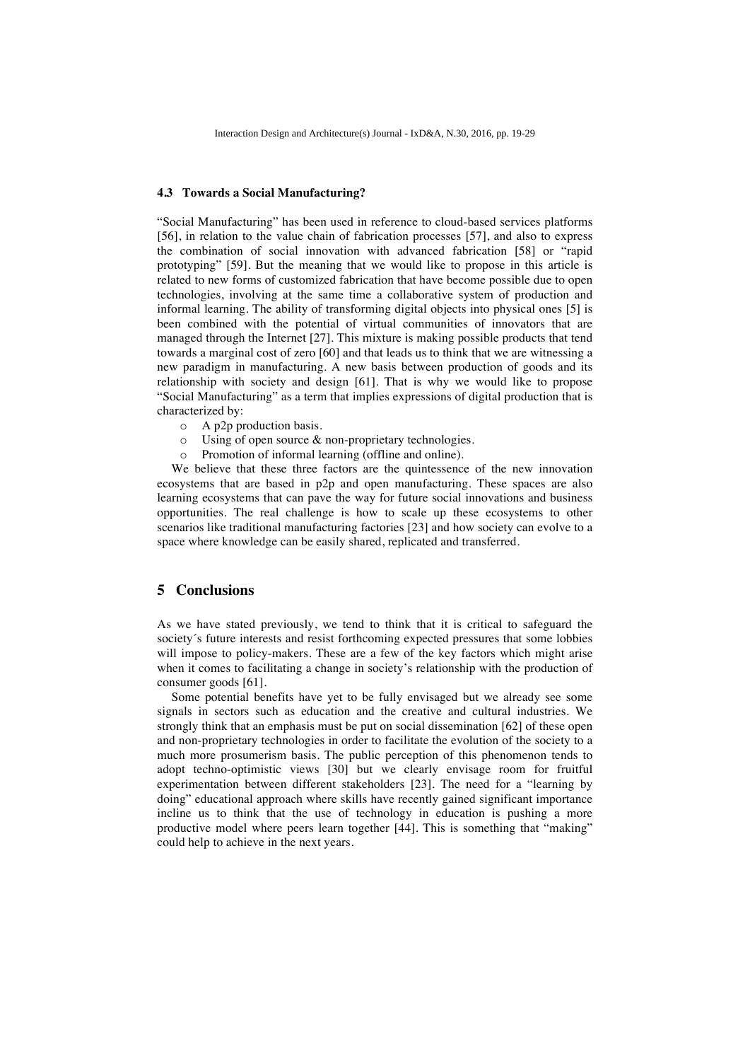### 4.3 Towards a Social Manufacturing?

"Social Manufacturing" has been used in reference to cloud-based services platforms [56], in relation to the value chain of fabrication processes [57], and also to express the combination of social innovation with advanced fabrication [58] or "rapid prototyping" [59]. But the meaning that we would like to propose in this article is related to new forms of customized fabrication that have become possible due to open technologies, involving at the same time a collaborative system of production and informal learning. The ability of transforming digital objects into physical ones [5] is been combined with the potential of virtual communities of innovators that are managed through the Internet [27]. This mixture is making possible products that tend towards a marginal cost of zero [60] and that leads us to think that we are witnessing a new paradigm in manufacturing. A new basis between production of goods and its relationship with society and design [61]. That is why we would like to propose "Social Manufacturing" as a term that implies expressions of digital production that is characterized by:

- A p2p production basis.
- Using of open source & non-proprietary technologies.
- Promotion of informal learning (offline and online).

We believe that these three factors are the quintessence of the new innovation ecosystems that are based in p2p and open manufacturing. These spaces are also learning ecosystems that can pave the way for future social innovations and business opportunities. The real challenge is how to scale up these ecosystems to other scenarios like traditional manufacturing factories [23] and how society can evolve to a space where knowledge can be easily shared, replicated and transferred.

## 5 Conclusions

As we have stated previously, we tend to think that it is critical to safeguard the society´s future interests and resist forthcoming expected pressures that some lobbies will impose to policy-makers. These are a few of the key factors which might arise when it comes to facilitating a change in society's relationship with the production of consumer goods [61].

Some potential benefits have yet to be fully envisaged but we already see some signals in sectors such as education and the creative and cultural industries. We strongly think that an emphasis must be put on social dissemination [62] of these open and non-proprietary technologies in order to facilitate the evolution of the society to a much more prosumerism basis. The public perception of this phenomenon tends to adopt techno-optimistic views [30] but we clearly envisage room for fruitful experimentation between different stakeholders [23]. The need for a "learning by doing" educational approach where skills have recently gained significant importance incline us to think that the use of technology in education is pushing a more productive model where peers learn together [44]. This is something that "making" could help to achieve in the next years.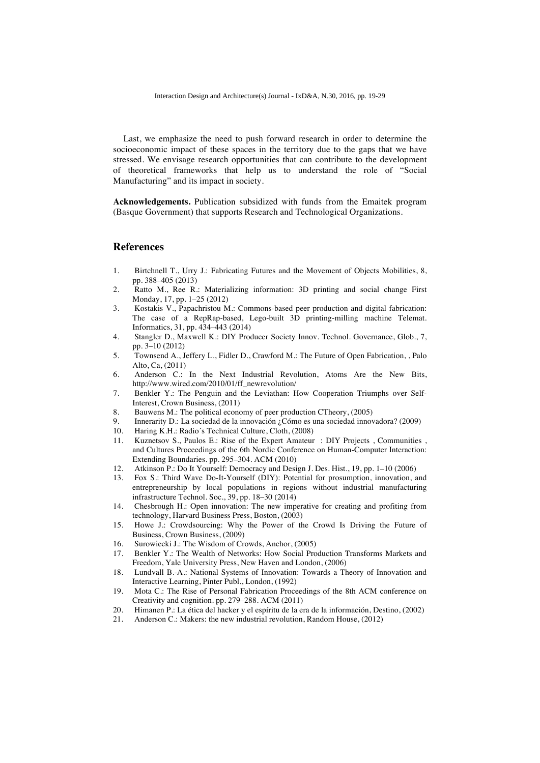Last, we emphasize the need to push forward research in order to determine the socioeconomic impact of these spaces in the territory due to the gaps that we have stressed. We envisage research opportunities that can contribute to the development of theoretical frameworks that help us to understand the role of "Social Manufacturing" and its impact in society.

**Acknowledgements.** Publication subsidized with funds from the Emaitek program (Basque Government) that supports Research and Technological Organizations.

## References

1. Birtchnell T., Urry J.: Fabricating Futures and the Movement of Objects Mobilities, 8, pp. 388–405 (2013)
2. Ratto M., Ree R.: Materializing information: 3D printing and social change First Monday, 17, pp. 1–25 (2012)
3. Kostakis V., Papachristou M.: Commons-based peer production and digital fabrication: The case of a RepRap-based, Lego-built 3D printing-milling machine Telemat. Informatics, 31, pp. 434–443 (2014)
4. Stangler D., Maxwell K.: DIY Producer Society Innov. Technol. Governance, Glob., 7, pp. 3–10 (2012)
5. Townsend A., Jeffery L., Fidler D., Crawford M.: The Future of Open Fabrication, , Palo Alto, Ca, (2011)
6. Anderson C.: In the Next Industrial Revolution, Atoms Are the New Bits, http://www.wired.com/2010/01/ff_newrevolution/
7. Benkler Y.: The Penguin and the Leviathan: How Cooperation Triumphs over Self-Interest, Crown Business, (2011)
8. Bauwens M.: The political economy of peer production CTheory, (2005)
9. Innerarity D.: La sociedad de la innovación ¿Cómo es una sociedad innovadora? (2009)
10. Haring K.H.: Radio´s Technical Culture, Cloth, (2008)
11. Kuznetsov S., Paulos E.: Rise of the Expert Amateur : DIY Projects , Communities , and Cultures Proceedings of the 6th Nordic Conference on Human-Computer Interaction: Extending Boundaries. pp. 295–304. ACM (2010)
12. Atkinson P.: Do It Yourself: Democracy and Design J. Des. Hist., 19, pp. 1–10 (2006)
13. Fox S.: Third Wave Do-It-Yourself (DIY): Potential for prosumption, innovation, and entrepreneurship by local populations in regions without industrial manufacturing infrastructure Technol. Soc., 39, pp. 18–30 (2014)
14. Chesbrough H.: Open innovation: The new imperative for creating and profiting from technology, Harvard Business Press, Boston, (2003)
15. Howe J.: Crowdsourcing: Why the Power of the Crowd Is Driving the Future of Business, Crown Business, (2009)
16. Surowiecki J.: The Wisdom of Crowds, Anchor, (2005)
17. Benkler Y.: The Wealth of Networks: How Social Production Transforms Markets and Freedom, Yale University Press, New Haven and London, (2006)
18. Lundvall B.-A.: National Systems of Innovation: Towards a Theory of Innovation and Interactive Learning, Pinter Publ., London, (1992)
19. Mota C.: The Rise of Personal Fabrication Proceedings of the 8th ACM conference on Creativity and cognition. pp. 279–288. ACM (2011)
20. Himanen P.: La ética del hacker y el espíritu de la era de la información, Destino, (2002)
21. Anderson C.: Makers: the new industrial revolution, Random House, (2012)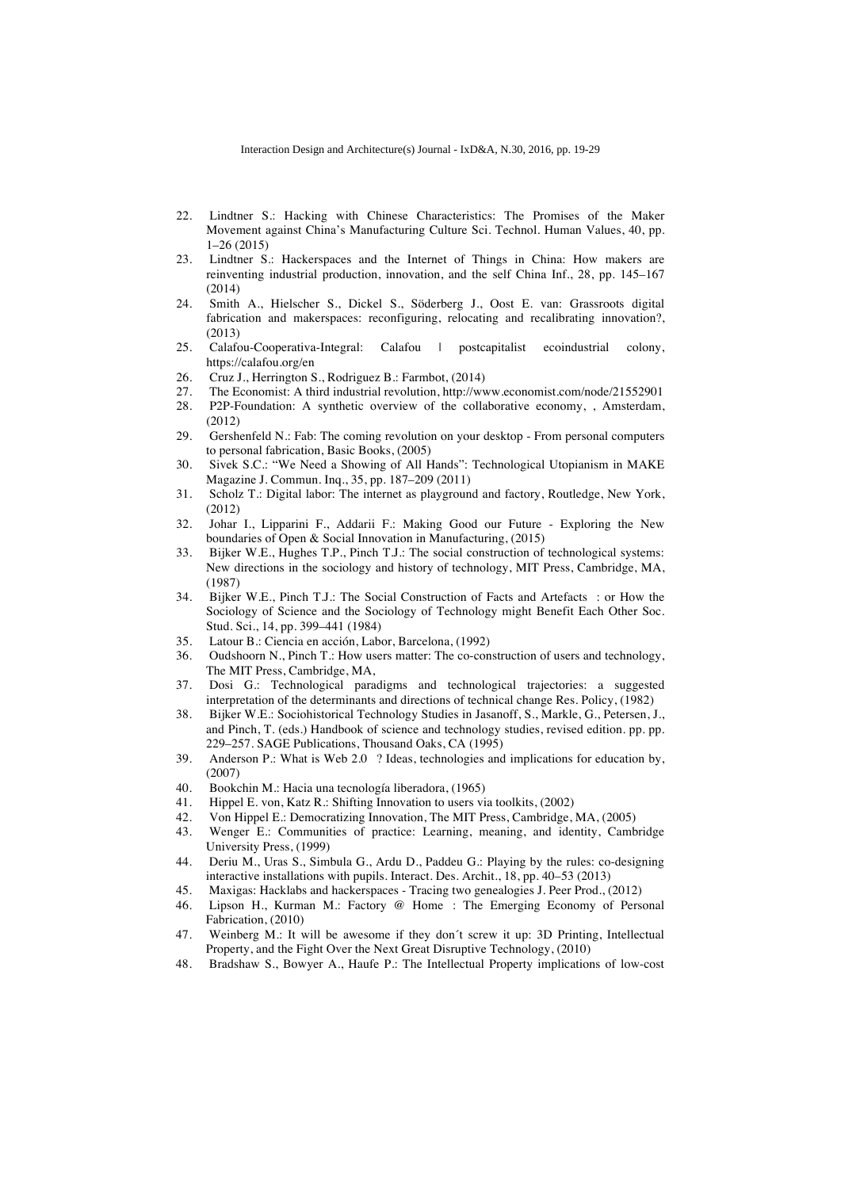22. Lindtner S.: Hacking with Chinese Characteristics: The Promises of the Maker Movement against China's Manufacturing Culture Sci. Technol. Human Values, 40, pp. 1–26 (2015)
23. Lindtner S.: Hackerspaces and the Internet of Things in China: How makers are reinventing industrial production, innovation, and the self China Inf., 28, pp. 145–167 (2014)
24. Smith A., Hielscher S., Dickel S., Söderberg J., Oost E. van: Grassroots digital fabrication and makerspaces: reconfiguring, relocating and recalibrating innovation?, (2013)
25. Calafou-Cooperativa-Integral: Calafou | postcapitalist ecoindustrial colony, https://calafou.org/en
26. Cruz J., Herrington S., Rodriguez B.: Farmbot, (2014)
27. The Economist: A third industrial revolution, http://www.economist.com/node/21552901
28. P2P-Foundation: A synthetic overview of the collaborative economy, , Amsterdam, (2012)
29. Gershenfeld N.: Fab: The coming revolution on your desktop - From personal computers to personal fabrication, Basic Books, (2005)
30. Sivek S.C.: "We Need a Showing of All Hands": Technological Utopianism in MAKE Magazine J. Commun. Inq., 35, pp. 187–209 (2011)
31. Scholz T.: Digital labor: The internet as playground and factory, Routledge, New York, (2012)
32. Johar I., Lipparini F., Addarii F.: Making Good our Future - Exploring the New boundaries of Open & Social Innovation in Manufacturing, (2015)
33. Bijker W.E., Hughes T.P., Pinch T.J.: The social construction of technological systems: New directions in the sociology and history of technology, MIT Press, Cambridge, MA, (1987)
34. Bijker W.E., Pinch T.J.: The Social Construction of Facts and Artefacts : or How the Sociology of Science and the Sociology of Technology might Benefit Each Other Soc. Stud. Sci., 14, pp. 399–441 (1984)
35. Latour B.: Ciencia en acción, Labor, Barcelona, (1992)
36. Oudshoorn N., Pinch T.: How users matter: The co-construction of users and technology, The MIT Press, Cambridge, MA,
37. Dosi G.: Technological paradigms and technological trajectories: a suggested interpretation of the determinants and directions of technical change Res. Policy, (1982)
38. Bijker W.E.: Sociohistorical Technology Studies in Jasanoff, S., Markle, G., Petersen, J., and Pinch, T. (eds.) Handbook of science and technology studies, revised edition. pp. pp. 229–257. SAGE Publications, Thousand Oaks, CA (1995)
39. Anderson P.: What is Web 2.0 ? Ideas, technologies and implications for education by, (2007)
40. Bookchin M.: Hacia una tecnología liberadora, (1965)
41. Hippel E. von, Katz R.: Shifting Innovation to users via toolkits, (2002)
42. Von Hippel E.: Democratizing Innovation, The MIT Press, Cambridge, MA, (2005)
43. Wenger E.: Communities of practice: Learning, meaning, and identity, Cambridge University Press, (1999)
44. Deriu M., Uras S., Simbula G., Ardu D., Paddeu G.: Playing by the rules: co-designing interactive installations with pupils. Interact. Des. Archit., 18, pp. 40–53 (2013)
45. Maxigas: Hacklabs and hackerspaces - Tracing two genealogies J. Peer Prod., (2012)
46. Lipson H., Kurman M.: Factory @ Home : The Emerging Economy of Personal Fabrication, (2010)
47. Weinberg M.: It will be awesome if they don´t screw it up: 3D Printing, Intellectual Property, and the Fight Over the Next Great Disruptive Technology, (2010)
48. Bradshaw S., Bowyer A., Haufe P.: The Intellectual Property implications of low-cost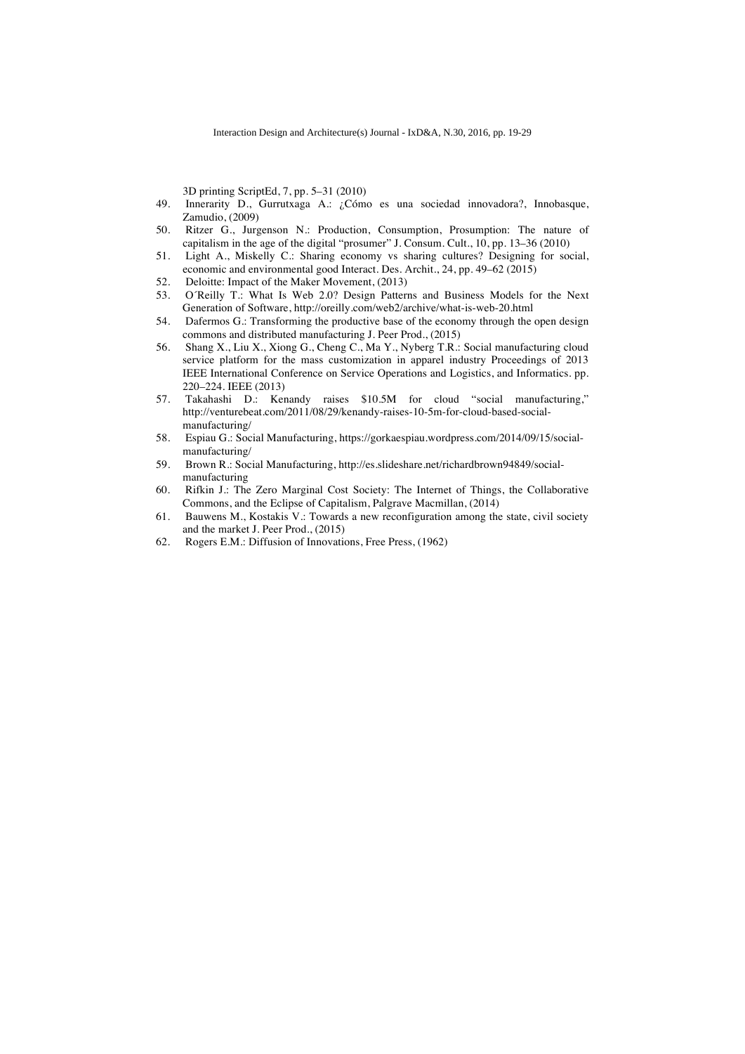3D printing ScriptEd, 7, pp. 5–31 (2010)

49. Innerarity D., Gurrutxaga A.: ¿Cómo es una sociedad innovadora?, Innobasque, Zamudio, (2009)
50. Ritzer G., Jurgenson N.: Production, Consumption, Prosumption: The nature of capitalism in the age of the digital "prosumer" J. Consum. Cult., 10, pp. 13–36 (2010)
51. Light A., Miskelly C.: Sharing economy vs sharing cultures? Designing for social, economic and environmental good Interact. Des. Archit., 24, pp. 49–62 (2015)
52. Deloitte: Impact of the Maker Movement, (2013)
53. O´Reilly T.: What Is Web 2.0? Design Patterns and Business Models for the Next Generation of Software, http://oreilly.com/web2/archive/what-is-web-20.html
54. Dafermos G.: Transforming the productive base of the economy through the open design commons and distributed manufacturing J. Peer Prod., (2015)
56. Shang X., Liu X., Xiong G., Cheng C., Ma Y., Nyberg T.R.: Social manufacturing cloud service platform for the mass customization in apparel industry Proceedings of 2013 IEEE International Conference on Service Operations and Logistics, and Informatics. pp. 220–224. IEEE (2013)
57. Takahashi D.: Kenandy raises $10.5M for cloud "social manufacturing," http://venturebeat.com/2011/08/29/kenandy-raises-10-5m-for-cloud-based-social-manufacturing/
58. Espiau G.: Social Manufacturing, https://gorkaespiau.wordpress.com/2014/09/15/social-manufacturing/
59. Brown R.: Social Manufacturing, http://es.slideshare.net/richardbrown94849/social-manufacturing
60. Rifkin J.: The Zero Marginal Cost Society: The Internet of Things, the Collaborative Commons, and the Eclipse of Capitalism, Palgrave Macmillan, (2014)
61. Bauwens M., Kostakis V.: Towards a new reconfiguration among the state, civil society and the market J. Peer Prod., (2015)
62. Rogers E.M.: Diffusion of Innovations, Free Press, (1962)